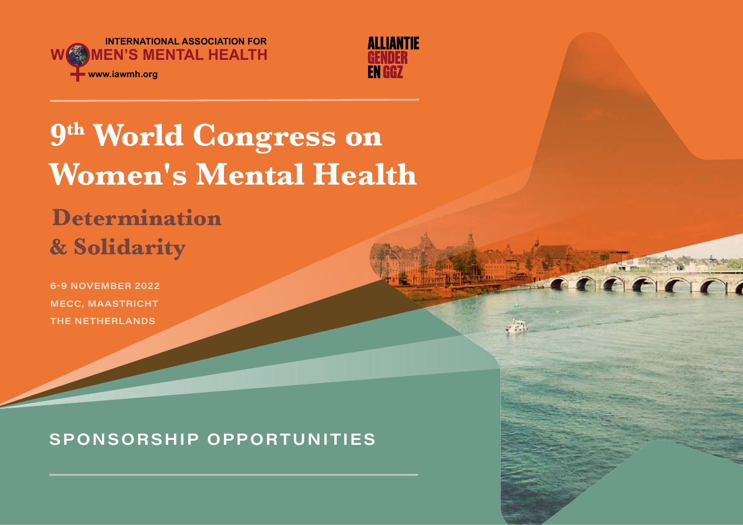INTERNATIONAL ASSOCIATION FOR WOMEN'S MENTAL HEALTH

www.iawmh.org

ALLIANTIE GENDER EN GGZ

# 9th World Congress on Women's Mental Health

## Determination & Solidarity

6-9 NOVEMBER 2022

MECC, MAASTRICHT

THE NETHERLANDS

## SPONSORSHIP OPPORTUNITIES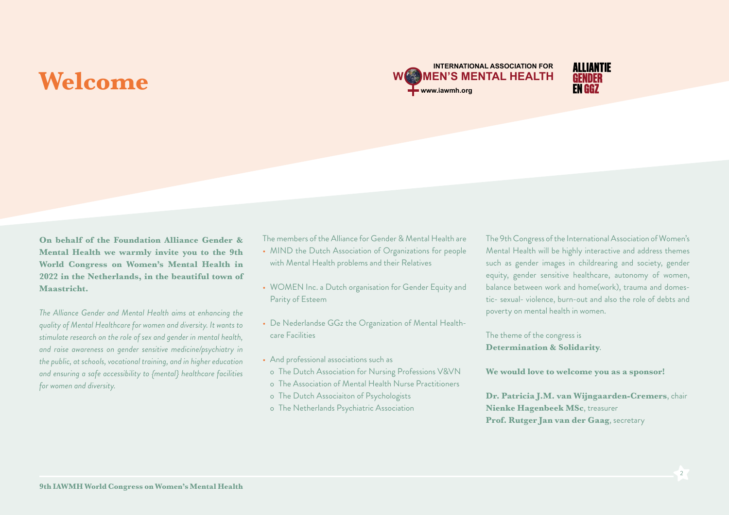# Welcome

INTERNATIONAL ASSOCIATION FOR WOMEN'S MENTAL HEALTH
www.iawmh.org

ALLIANTIE GENDER EN GGZ

**On behalf of the Foundation Alliance Gender & Mental Health we warmly invite you to the 9th World Congress on Women's Mental Health in 2022 in the Netherlands, in the beautiful town of Maastricht.**

*The Alliance Gender and Mental Health aims at enhancing the quality of Mental Healthcare for women and diversity. It wants to stimulate research on the role of sex and gender in mental health, and raise awareness on gender sensitive medicine/psychiatry in the public, at schools, vocational training, and in higher education and ensuring a safe accessibility to (mental) healthcare facilities for women and diversity.*

The members of the Alliance for Gender & Mental Health are

- MIND the Dutch Association of Organizations for people with Mental Health problems and their Relatives
- WOMEN Inc. a Dutch organisation for Gender Equity and Parity of Esteem
- De Nederlandse GGz the Organization of Mental Healthcare Facilities
- And professional associations such as
  - The Dutch Association for Nursing Professions V&VN
  - The Association of Mental Health Nurse Practitioners
  - The Dutch Associaiton of Psychologists
  - The Netherlands Psychiatric Association

The 9th Congress of the International Association of Women's Mental Health will be highly interactive and address themes such as gender images in childrearing and society, gender equity, gender sensitive healthcare, autonomy of women, balance between work and home(work), trauma and domestic- sexual- violence, burn-out and also the role of debts and poverty on mental health in women.

The theme of the congress is
**Determination & Solidarity**.

**We would love to welcome you as a sponsor!**

**Dr. Patricia J.M. van Wijngaarden-Cremers**, chair
**Nienke Hagenbeek MSc**, treasurer
**Prof. Rutger Jan van der Gaag**, secretary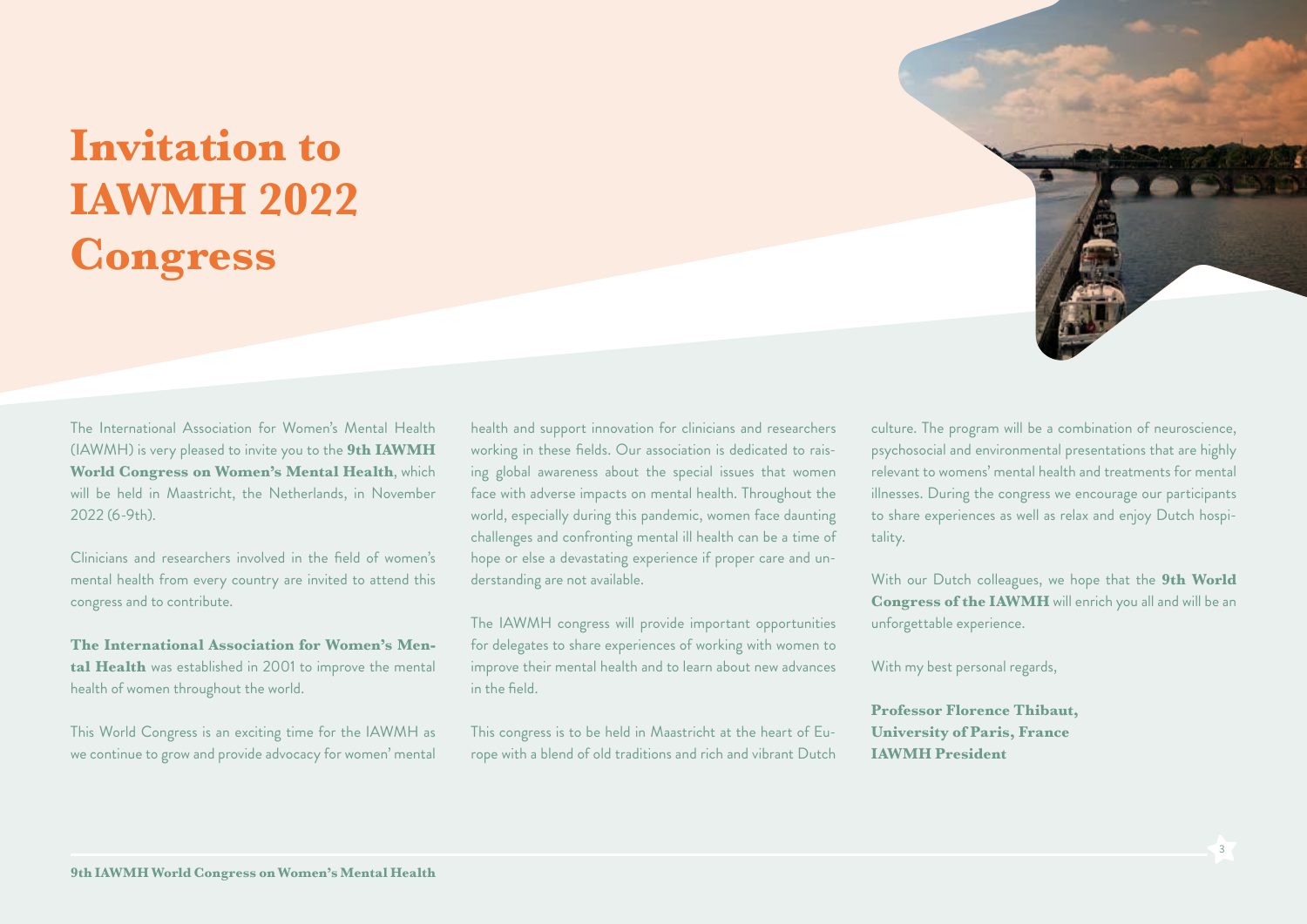# Invitation to IAWMH 2022 Congress

The International Association for Women's Mental Health (IAWMH) is very pleased to invite you to the **9th IAWMH World Congress on Women's Mental Health**, which will be held in Maastricht, the Netherlands, in November 2022 (6-9th).

Clinicians and researchers involved in the field of women's mental health from every country are invited to attend this congress and to contribute.

**The International Association for Women's Mental Health** was established in 2001 to improve the mental health of women throughout the world.

This World Congress is an exciting time for the IAWMH as we continue to grow and provide advocacy for women' mental health and support innovation for clinicians and researchers working in these fields. Our association is dedicated to raising global awareness about the special issues that women face with adverse impacts on mental health. Throughout the world, especially during this pandemic, women face daunting challenges and confronting mental ill health can be a time of hope or else a devastating experience if proper care and understanding are not available.

The IAWMH congress will provide important opportunities for delegates to share experiences of working with women to improve their mental health and to learn about new advances in the field.

This congress is to be held in Maastricht at the heart of Europe with a blend of old traditions and rich and vibrant Dutch culture. The program will be a combination of neuroscience, psychosocial and environmental presentations that are highly relevant to womens' mental health and treatments for mental illnesses. During the congress we encourage our participants to share experiences as well as relax and enjoy Dutch hospitality.

With our Dutch colleagues, we hope that the **9th World Congress of the IAWMH** will enrich you all and will be an unforgettable experience.

With my best personal regards,

**Professor Florence Thibaut,**
**University of Paris, France**
**IAWMH President**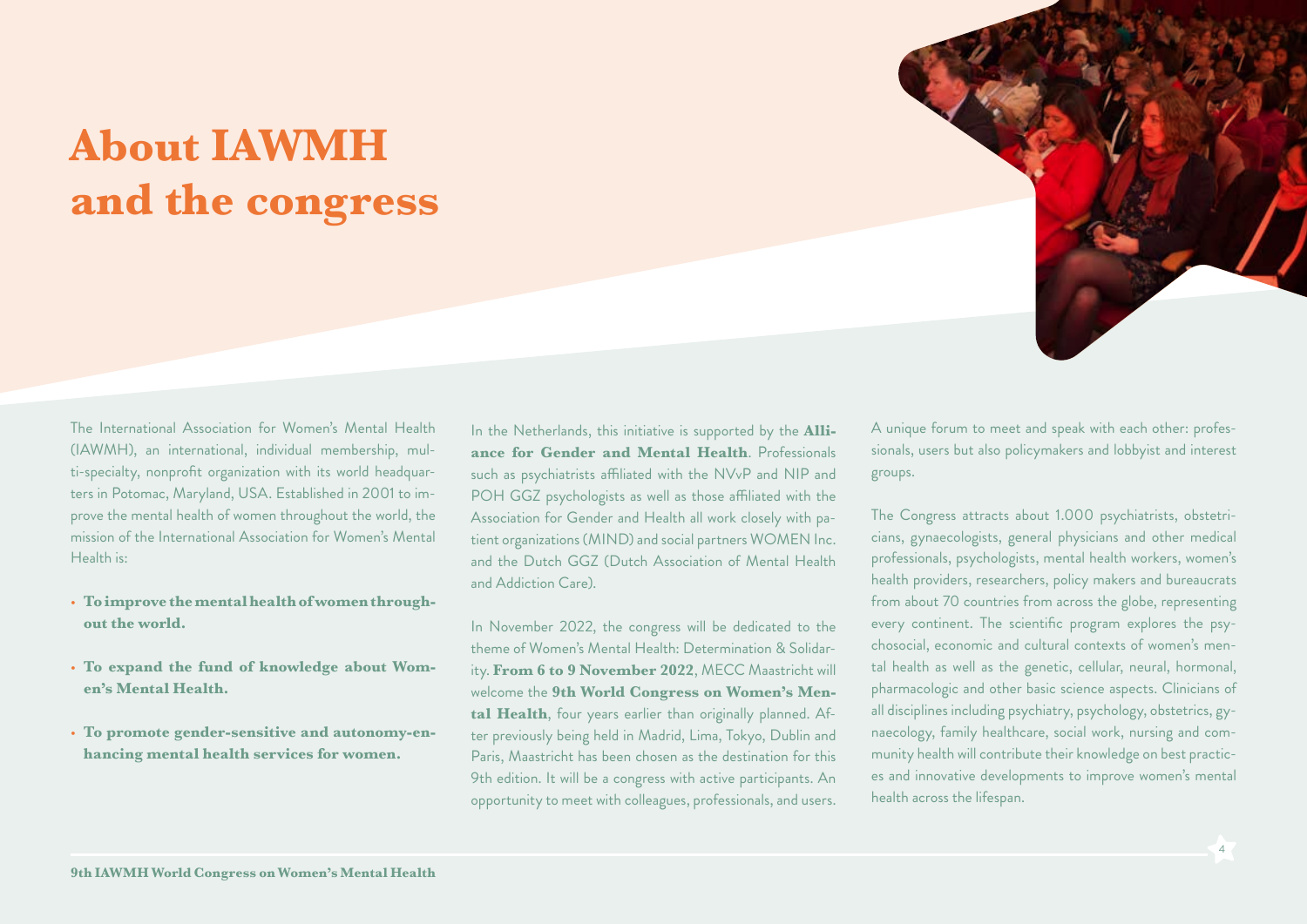# About IAWMH and the congress

The International Association for Women's Mental Health (IAWMH), an international, individual membership, multi-specialty, nonprofit organization with its world headquarters in Potomac, Maryland, USA. Established in 2001 to improve the mental health of women throughout the world, the mission of the International Association for Women's Mental Health is:

- **To improve the mental health of women throughout the world.**
- **To expand the fund of knowledge about Women's Mental Health.**
- **To promote gender-sensitive and autonomy-enhancing mental health services for women.**

In the Netherlands, this initiative is supported by the **Alliance for Gender and Mental Health**. Professionals such as psychiatrists affiliated with the NVvP and NIP and POH GGZ psychologists as well as those affiliated with the Association for Gender and Health all work closely with patient organizations (MIND) and social partners WOMEN Inc. and the Dutch GGZ (Dutch Association of Mental Health and Addiction Care).

In November 2022, the congress will be dedicated to the theme of Women's Mental Health: Determination & Solidarity. **From 6 to 9 November 2022**, MECC Maastricht will welcome the **9th World Congress on Women's Mental Health**, four years earlier than originally planned. After previously being held in Madrid, Lima, Tokyo, Dublin and Paris, Maastricht has been chosen as the destination for this 9th edition. It will be a congress with active participants. An opportunity to meet with colleagues, professionals, and users. A unique forum to meet and speak with each other: professionals, users but also policymakers and lobbyist and interest groups.

The Congress attracts about 1.000 psychiatrists, obstetricians, gynaecologists, general physicians and other medical professionals, psychologists, mental health workers, women's health providers, researchers, policy makers and bureaucrats from about 70 countries from across the globe, representing every continent. The scientific program explores the psychosocial, economic and cultural contexts of women's mental health as well as the genetic, cellular, neural, hormonal, pharmacologic and other basic science aspects. Clinicians of all disciplines including psychiatry, psychology, obstetrics, gynaecology, family healthcare, social work, nursing and community health will contribute their knowledge on best practices and innovative developments to improve women's mental health across the lifespan.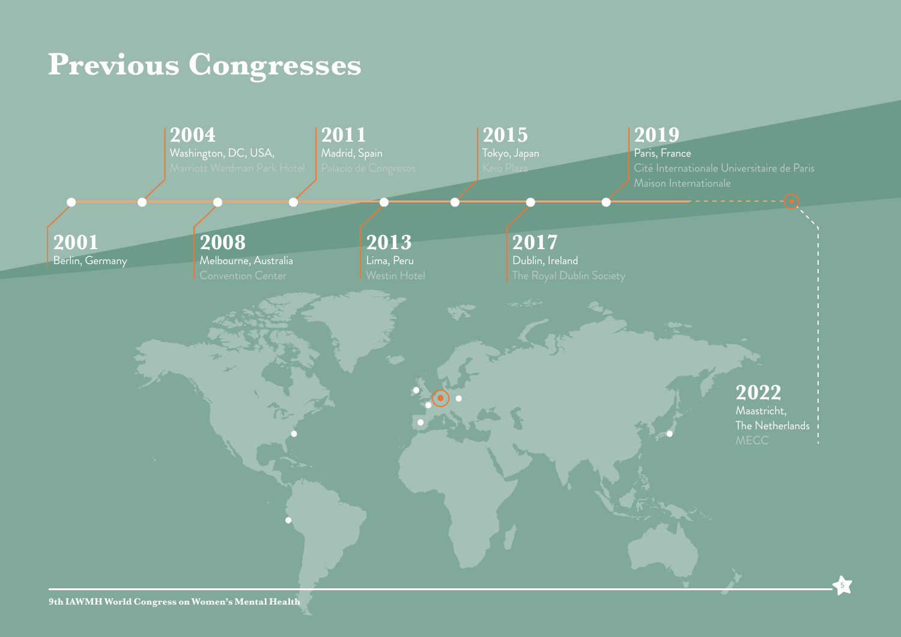# Previous Congresses

**2001**
Berlin, Germany

**2004**
Washington, DC, USA,
Marriott Wardman Park Hotel

**2008**
Melbourne, Australia
Convention Center

**2011**
Madrid, Spain
Palacio de Congresos

**2013**
Lima, Peru
Westin Hotel

**2015**
Tokyo, Japan
Keio Plaza

**2017**
Dublin, Ireland
The Royal Dublin Society

**2019**
Paris, France
Cité Internationale Universitaire de Paris
Maison Internationale

**2022**
Maastricht,
The Netherlands
MECC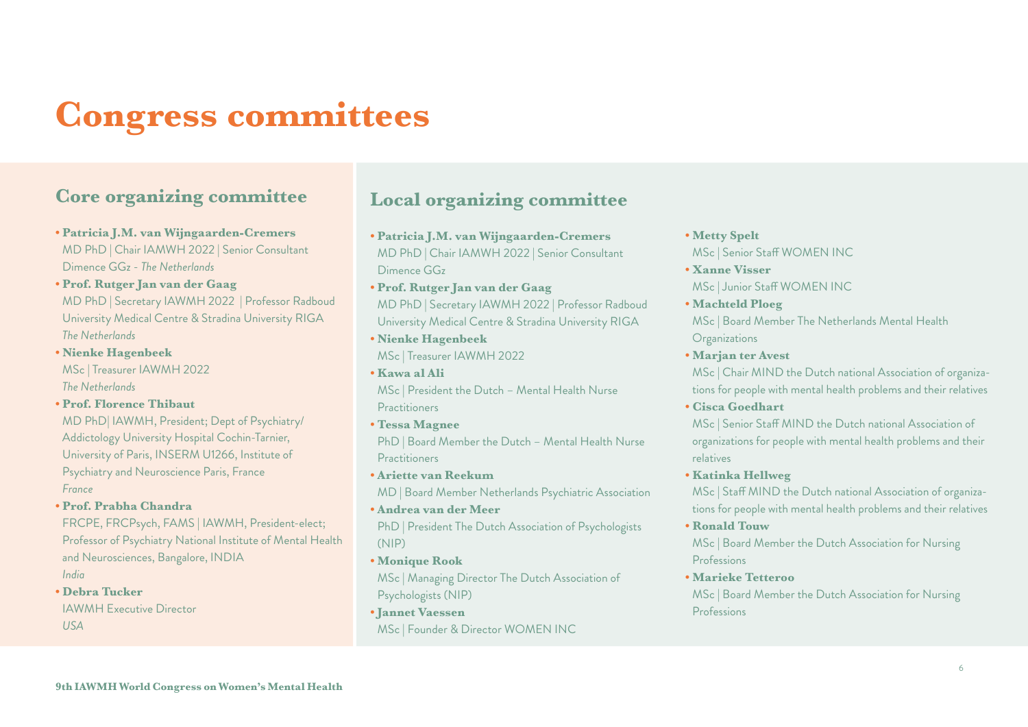# Congress committees

## Core organizing committee

- **Patricia J.M. van Wijngaarden-Cremers**
  MD PhD | Chair IAMWH 2022 | Senior Consultant Dimence GGz - *The Netherlands*
- **Prof. Rutger Jan van der Gaag**
  MD PhD | Secretary IAWMH 2022 | Professor Radboud University Medical Centre & Stradina University RIGA
  *The Netherlands*
- **Nienke Hagenbeek**
  MSc | Treasurer IAWMH 2022
  *The Netherlands*
- **Prof. Florence Thibaut**
  MD PhD| IAWMH, President; Dept of Psychiatry/ Addictology University Hospital Cochin-Tarnier, University of Paris, INSERM U1266, Institute of Psychiatry and Neuroscience Paris, France
  *France*
- **Prof. Prabha Chandra**
  FRCPE, FRCPsych, FAMS | IAWMH, President-elect; Professor of Psychiatry National Institute of Mental Health and Neurosciences, Bangalore, INDIA
  *India*
- **Debra Tucker**
  IAWMH Executive Director
  *USA*

## Local organizing committee

- **Patricia J.M. van Wijngaarden-Cremers**
  MD PhD | Chair IAMWH 2022 | Senior Consultant Dimence GGz
- **Prof. Rutger Jan van der Gaag**
  MD PhD | Secretary IAWMH 2022 | Professor Radboud University Medical Centre & Stradina University RIGA
- **Nienke Hagenbeek**
  MSc | Treasurer IAWMH 2022
- **Kawa al Ali**
  MSc | President the Dutch – Mental Health Nurse Practitioners
- **Tessa Magnee**
  PhD | Board Member the Dutch – Mental Health Nurse Practitioners
- **Ariette van Reekum**
  MD | Board Member Netherlands Psychiatric Association
- **Andrea van der Meer**
  PhD | President The Dutch Association of Psychologists (NIP)
- **Monique Rook**
  MSc | Managing Director The Dutch Association of Psychologists (NIP)
- **Jannet Vaessen**
  MSc | Founder & Director WOMEN INC
- **Metty Spelt**
  MSc | Senior Staff WOMEN INC
- **Xanne Visser**
  MSc | Junior Staff WOMEN INC
- **Machteld Ploeg**
  MSc | Board Member The Netherlands Mental Health Organizations
- **Marjan ter Avest**
  MSc | Chair MIND the Dutch national Association of organizations for people with mental health problems and their relatives
- **Cisca Goedhart**
  MSc | Senior Staff MIND the Dutch national Association of organizations for people with mental health problems and their relatives
- **Katinka Hellweg**
  MSc | Staff MIND the Dutch national Association of organizations for people with mental health problems and their relatives
- **Ronald Touw**
  MSc | Board Member the Dutch Association for Nursing Professions
- **Marieke Tetteroo**
  MSc | Board Member the Dutch Association for Nursing Professions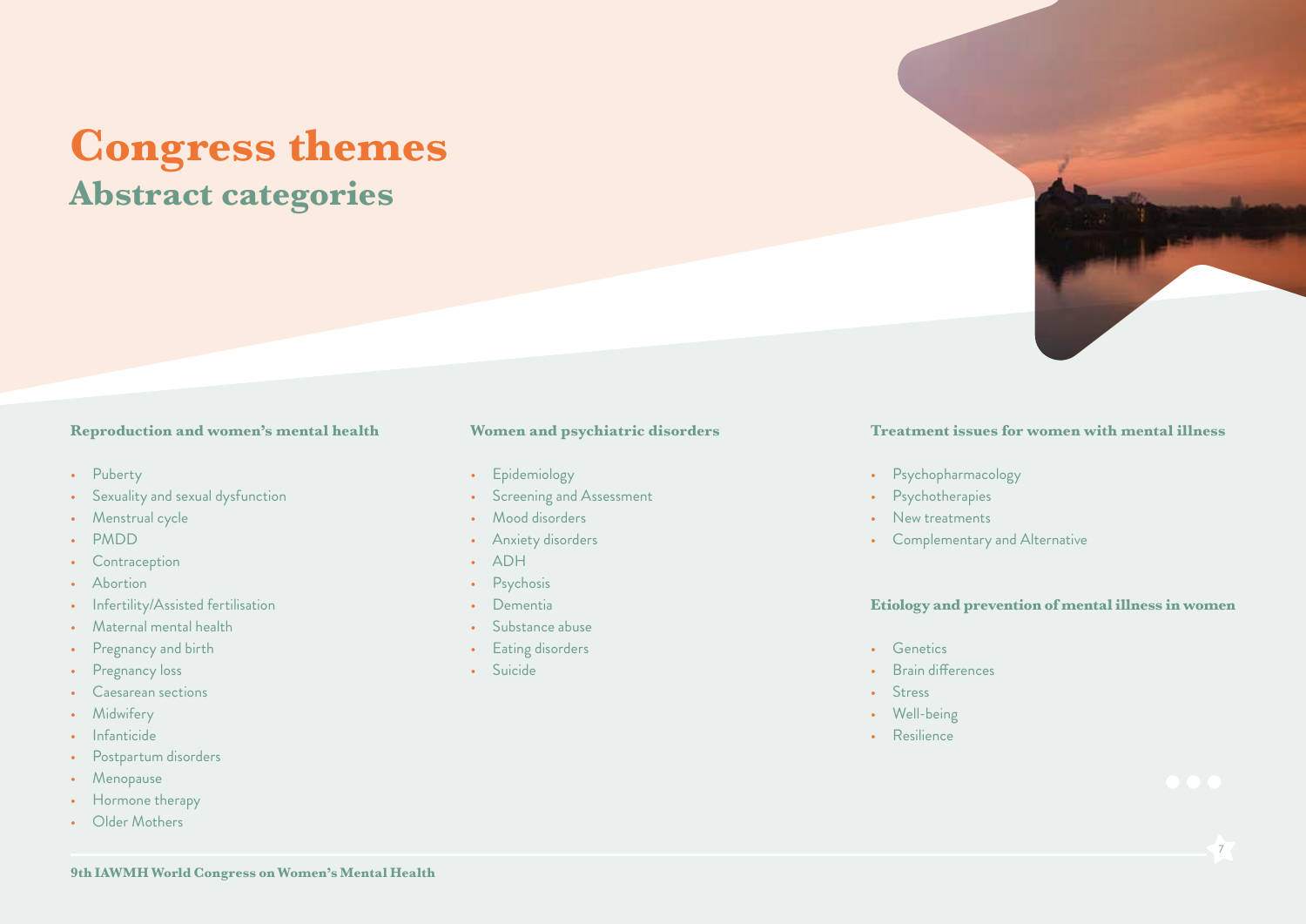# Congress themes

## Abstract categories

### Reproduction and women's mental health

- Puberty
- Sexuality and sexual dysfunction
- Menstrual cycle
- PMDD
- Contraception
- Abortion
- Infertility/Assisted fertilisation
- Maternal mental health
- Pregnancy and birth
- Pregnancy loss
- Caesarean sections
- Midwifery
- Infanticide
- Postpartum disorders
- Menopause
- Hormone therapy
- Older Mothers

### Women and psychiatric disorders

- Epidemiology
- Screening and Assessment
- Mood disorders
- Anxiety disorders
- ADH
- Psychosis
- Dementia
- Substance abuse
- Eating disorders
- Suicide

### Treatment issues for women with mental illness

- Psychopharmacology
- Psychotherapies
- New treatments
- Complementary and Alternative

### Etiology and prevention of mental illness in women

- Genetics
- Brain differences
- Stress
- Well-being
- Resilience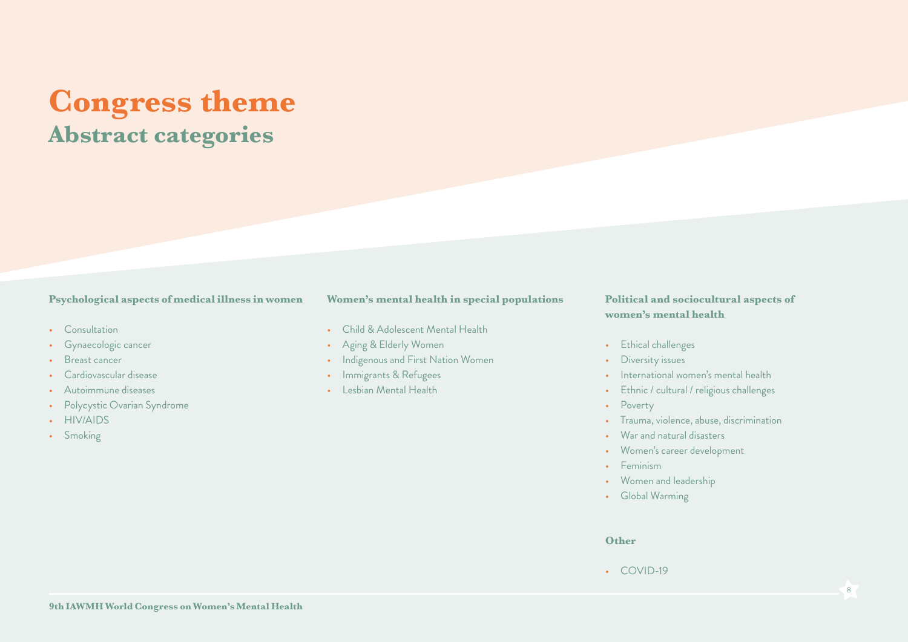# Congress theme

## Abstract categories

### Psychological aspects of medical illness in women

- Consultation
- Gynaecologic cancer
- Breast cancer
- Cardiovascular disease
- Autoimmune diseases
- Polycystic Ovarian Syndrome
- HIV/AIDS
- Smoking

### Women's mental health in special populations

- Child & Adolescent Mental Health
- Aging & Elderly Women
- Indigenous and First Nation Women
- Immigrants & Refugees
- Lesbian Mental Health

### Political and sociocultural aspects of women's mental health

- Ethical challenges
- Diversity issues
- International women's mental health
- Ethnic / cultural / religious challenges
- Poverty
- Trauma, violence, abuse, discrimination
- War and natural disasters
- Women's career development
- Feminism
- Women and leadership
- Global Warming

### Other

- COVID-19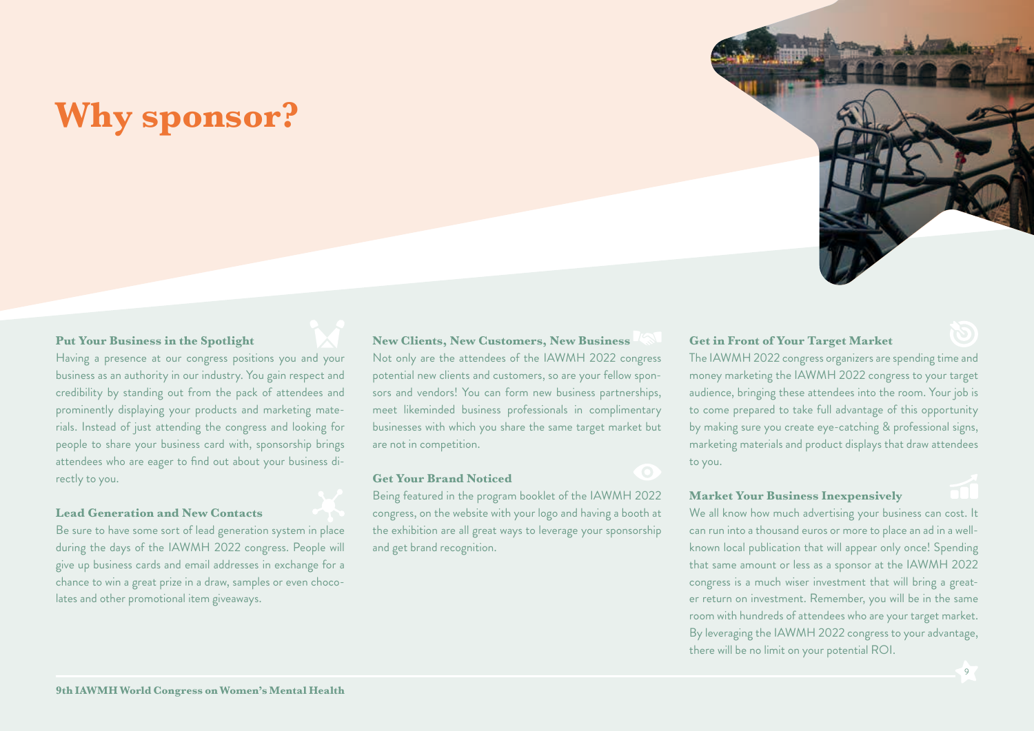# Why sponsor?

### Put Your Business in the Spotlight

Having a presence at our congress positions you and your business as an authority in our industry. You gain respect and credibility by standing out from the pack of attendees and prominently displaying your products and marketing materials. Instead of just attending the congress and looking for people to share your business card with, sponsorship brings attendees who are eager to find out about your business directly to you.

### Lead Generation and New Contacts

Be sure to have some sort of lead generation system in place during the days of the IAWMH 2022 congress. People will give up business cards and email addresses in exchange for a chance to win a great prize in a draw, samples or even chocolates and other promotional item giveaways.

### New Clients, New Customers, New Business

Not only are the attendees of the IAWMH 2022 congress potential new clients and customers, so are your fellow sponsors and vendors! You can form new business partnerships, meet likeminded business professionals in complimentary businesses with which you share the same target market but are not in competition.

### Get Your Brand Noticed

Being featured in the program booklet of the IAWMH 2022 congress, on the website with your logo and having a booth at the exhibition are all great ways to leverage your sponsorship and get brand recognition.

### Get in Front of Your Target Market

The IAWMH 2022 congress organizers are spending time and money marketing the IAWMH 2022 congress to your target audience, bringing these attendees into the room. Your job is to come prepared to take full advantage of this opportunity by making sure you create eye-catching & professional signs, marketing materials and product displays that draw attendees to you.

### Market Your Business Inexpensively

We all know how much advertising your business can cost. It can run into a thousand euros or more to place an ad in a well-known local publication that will appear only once! Spending that same amount or less as a sponsor at the IAWMH 2022 congress is a much wiser investment that will bring a greater return on investment. Remember, you will be in the same room with hundreds of attendees who are your target market. By leveraging the IAWMH 2022 congress to your advantage, there will be no limit on your potential ROI.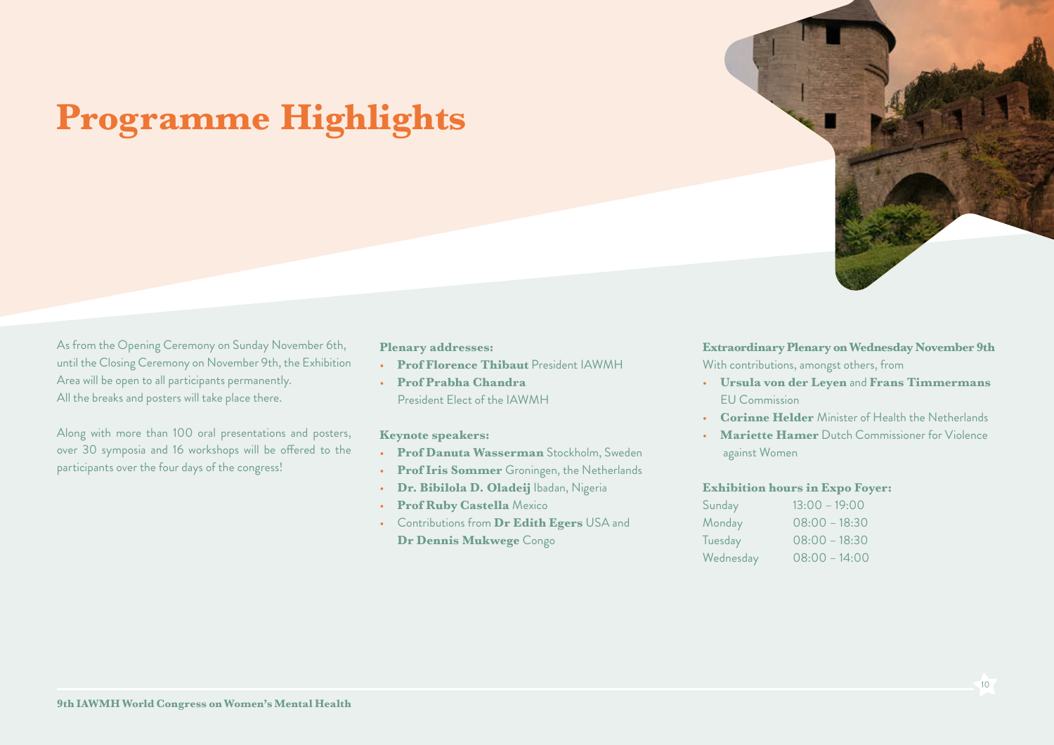# Programme Highlights

As from the Opening Ceremony on Sunday November 6th, until the Closing Ceremony on November 9th, the Exhibition Area will be open to all participants permanently.
All the breaks and posters will take place there.

Along with more than 100 oral presentations and posters, over 30 symposia and 16 workshops will be offered to the participants over the four days of the congress!

**Plenary addresses:**

- **Prof Florence Thibaut** President IAWMH
- **Prof Prabha Chandra** President Elect of the IAWMH

**Keynote speakers:**

- **Prof Danuta Wasserman** Stockholm, Sweden
- **Prof Iris Sommer** Groningen, the Netherlands
- **Dr. Bibilola D. Oladeij** Ibadan, Nigeria
- **Prof Ruby Castella** Mexico
- Contributions from **Dr Edith Egers** USA and **Dr Dennis Mukwege** Congo

**Extraordinary Plenary on Wednesday November 9th**
With contributions, amongst others, from

- **Ursula von der Leyen** and **Frans Timmermans** EU Commission
- **Corinne Helder** Minister of Health the Netherlands
- **Mariette Hamer** Dutch Commissioner for Violence against Women

**Exhibition hours in Expo Foyer:**

| | |
|---|---|
| Sunday | 13:00 – 19:00 |
| Monday | 08:00 – 18:30 |
| Tuesday | 08:00 – 18:30 |
| Wednesday | 08:00 – 14:00 |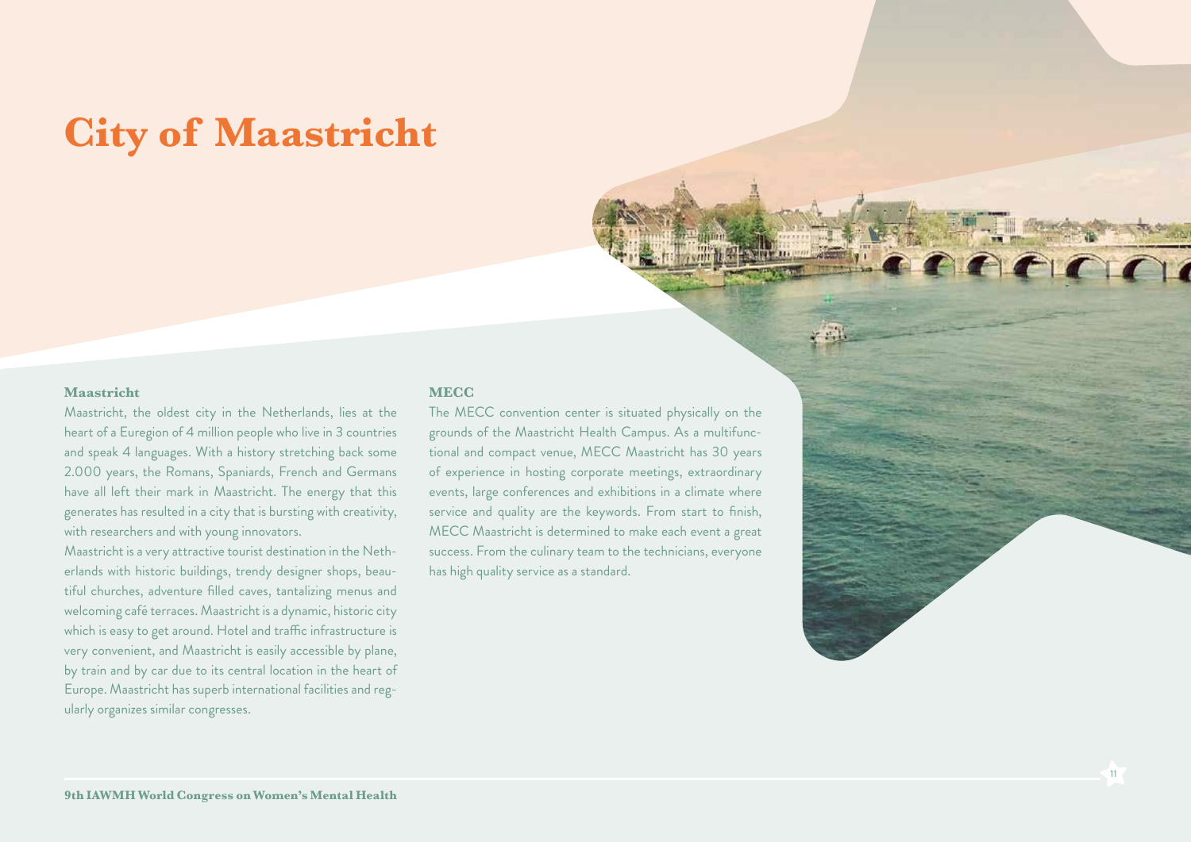# City of Maastricht

### Maastricht

Maastricht, the oldest city in the Netherlands, lies at the heart of a Euregion of 4 million people who live in 3 countries and speak 4 languages. With a history stretching back some 2.000 years, the Romans, Spaniards, French and Germans have all left their mark in Maastricht. The energy that this generates has resulted in a city that is bursting with creativity, with researchers and with young innovators.

Maastricht is a very attractive tourist destination in the Netherlands with historic buildings, trendy designer shops, beautiful churches, adventure filled caves, tantalizing menus and welcoming café terraces. Maastricht is a dynamic, historic city which is easy to get around. Hotel and traffic infrastructure is very convenient, and Maastricht is easily accessible by plane, by train and by car due to its central location in the heart of Europe. Maastricht has superb international facilities and regularly organizes similar congresses.

### MECC

The MECC convention center is situated physically on the grounds of the Maastricht Health Campus. As a multifunctional and compact venue, MECC Maastricht has 30 years of experience in hosting corporate meetings, extraordinary events, large conferences and exhibitions in a climate where service and quality are the keywords. From start to finish, MECC Maastricht is determined to make each event a great success. From the culinary team to the technicians, everyone has high quality service as a standard.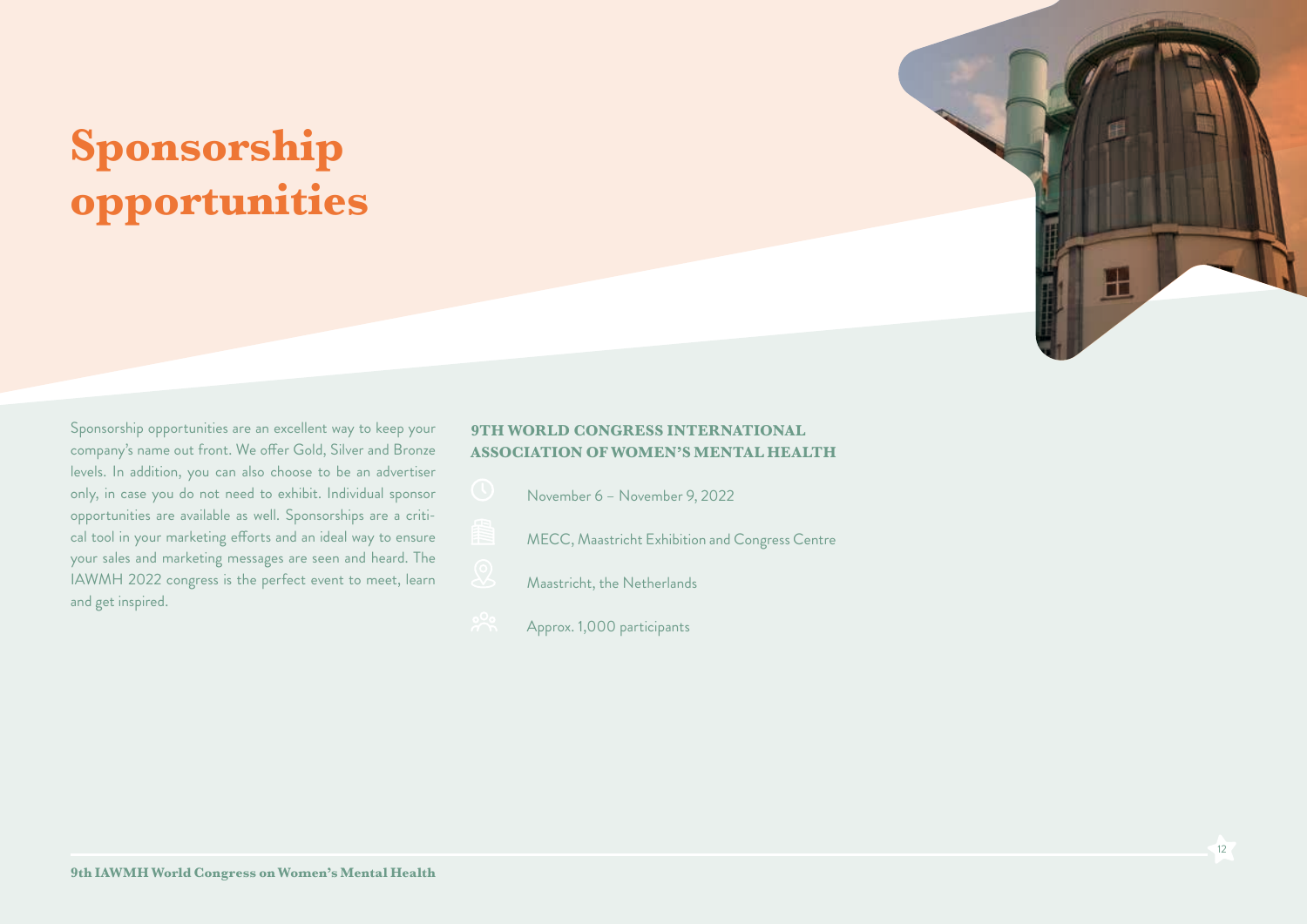# Sponsorship opportunities

Sponsorship opportunities are an excellent way to keep your company's name out front. We offer Gold, Silver and Bronze levels. In addition, you can also choose to be an advertiser only, in case you do not need to exhibit. Individual sponsor opportunities are available as well. Sponsorships are a critical tool in your marketing efforts and an ideal way to ensure your sales and marketing messages are seen and heard. The IAWMH 2022 congress is the perfect event to meet, learn and get inspired.

### 9TH WORLD CONGRESS INTERNATIONAL ASSOCIATION OF WOMEN'S MENTAL HEALTH

- November 6 – November 9, 2022
- MECC, Maastricht Exhibition and Congress Centre
- Maastricht, the Netherlands
- Approx. 1,000 participants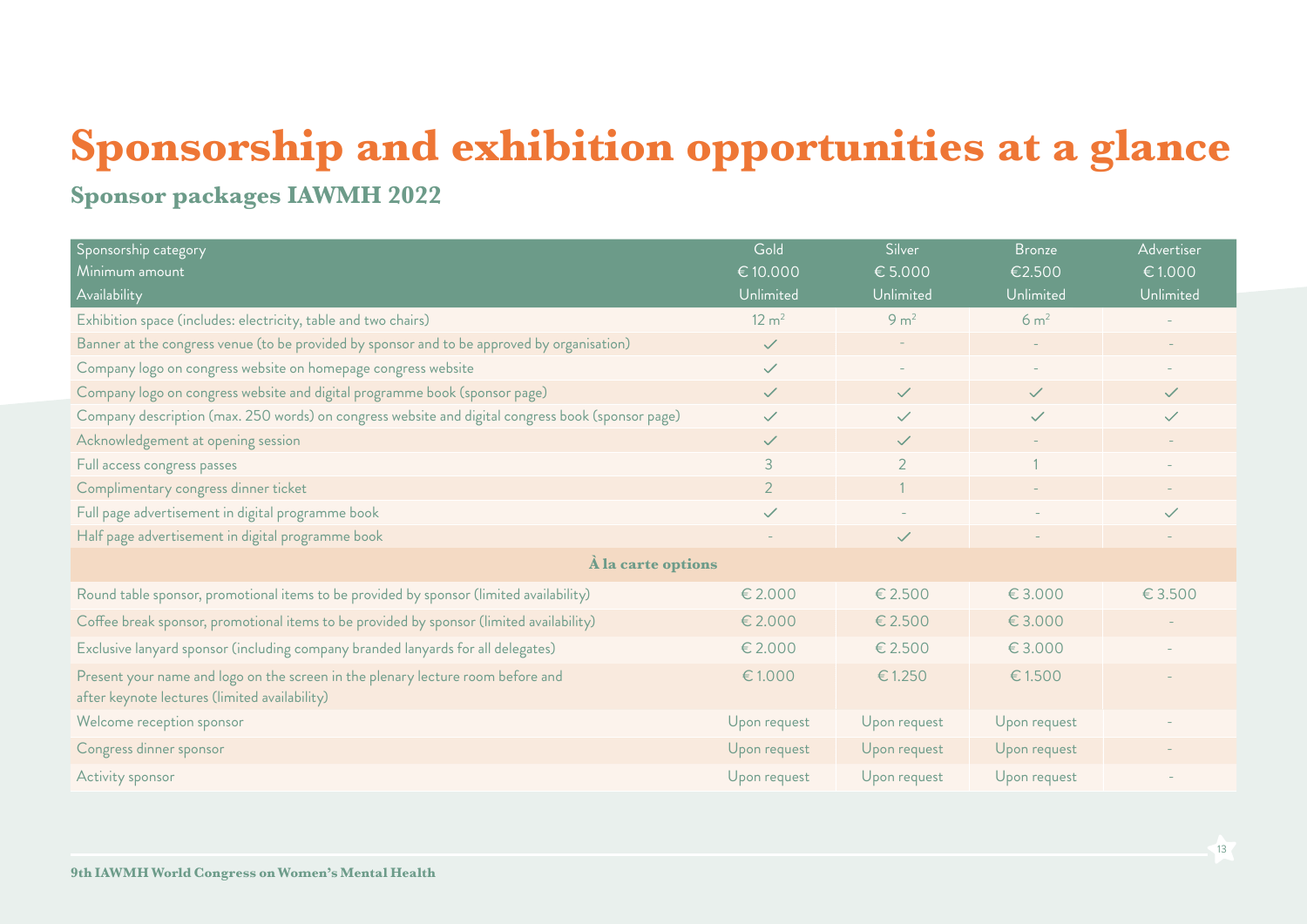# Sponsorship and exhibition opportunities at a glance

## Sponsor packages IAWMH 2022

| Sponsorship category<br>Minimum amount<br>Availability | Gold<br>€ 10.000<br>Unlimited | Silver<br>€ 5.000<br>Unlimited | Bronze<br>€2.500<br>Unlimited | Advertiser<br>€ 1.000<br>Unlimited |
|---|---|---|---|---|
| Exhibition space (includes: electricity, table and two chairs) | 12 m² | 9 m² | 6 m² | - |
| Banner at the congress venue (to be provided by sponsor and to be approved by organisation) | ✓ | - | - | - |
| Company logo on congress website on homepage congress website | ✓ | - | - | - |
| Company logo on congress website and digital programme book (sponsor page) | ✓ | ✓ | ✓ | ✓ |
| Company description (max. 250 words) on congress website and digital congress book (sponsor page) | ✓ | ✓ | ✓ | ✓ |
| Acknowledgement at opening session | ✓ | ✓ | - | - |
| Full access congress passes | 3 | 2 | 1 | - |
| Complimentary congress dinner ticket | 2 | 1 | - | - |
| Full page advertisement in digital programme book | ✓ | - | - | ✓ |
| Half page advertisement in digital programme book | - | ✓ | - | - |
| **À la carte options** | | | | |
| Round table sponsor, promotional items to be provided by sponsor (limited availability) | € 2.000 | € 2.500 | € 3.000 | € 3.500 |
| Coffee break sponsor, promotional items to be provided by sponsor (limited availability) | € 2.000 | € 2.500 | € 3.000 | - |
| Exclusive lanyard sponsor (including company branded lanyards for all delegates) | € 2.000 | € 2.500 | € 3.000 | - |
| Present your name and logo on the screen in the plenary lecture room before and after keynote lectures (limited availability) | € 1.000 | € 1.250 | € 1.500 | - |
| Welcome reception sponsor | Upon request | Upon request | Upon request | - |
| Congress dinner sponsor | Upon request | Upon request | Upon request | - |
| Activity sponsor | Upon request | Upon request | Upon request | - |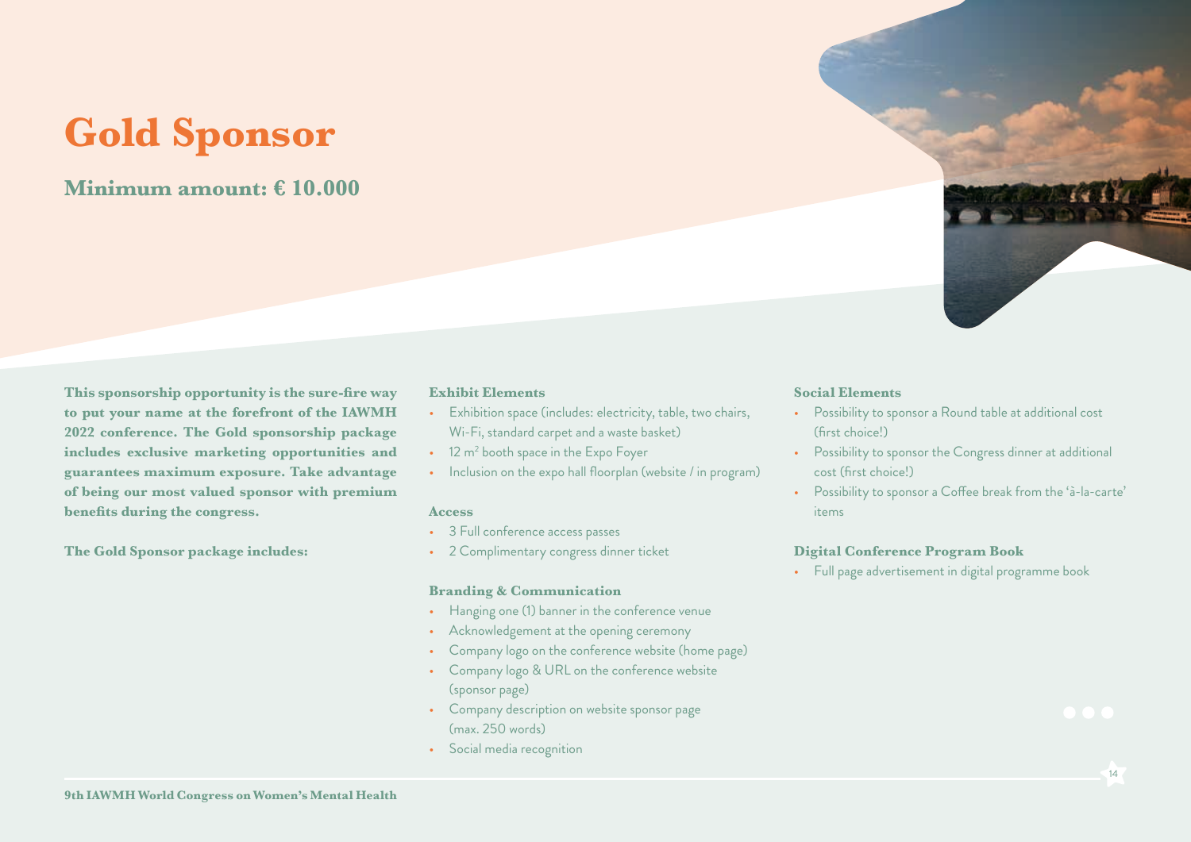# Gold Sponsor

## Minimum amount: € 10.000

**This sponsorship opportunity is the sure-fire way to put your name at the forefront of the IAWMH 2022 conference. The Gold sponsorship package includes exclusive marketing opportunities and guarantees maximum exposure. Take advantage of being our most valued sponsor with premium benefits during the congress.**

**The Gold Sponsor package includes:**

### Exhibit Elements

- Exhibition space (includes: electricity, table, two chairs, Wi-Fi, standard carpet and a waste basket)
- 12 $m^2$ booth space in the Expo Foyer
- Inclusion on the expo hall floorplan (website / in program)

### Access

- 3 Full conference access passes
- 2 Complimentary congress dinner ticket

### Branding & Communication

- Hanging one (1) banner in the conference venue
- Acknowledgement at the opening ceremony
- Company logo on the conference website (home page)
- Company logo & URL on the conference website (sponsor page)
- Company description on website sponsor page (max. 250 words)
- Social media recognition

### Social Elements

- Possibility to sponsor a Round table at additional cost (first choice!)
- Possibility to sponsor the Congress dinner at additional cost (first choice!)
- Possibility to sponsor a Coffee break from the 'à-la-carte' items

### Digital Conference Program Book

- Full page advertisement in digital programme book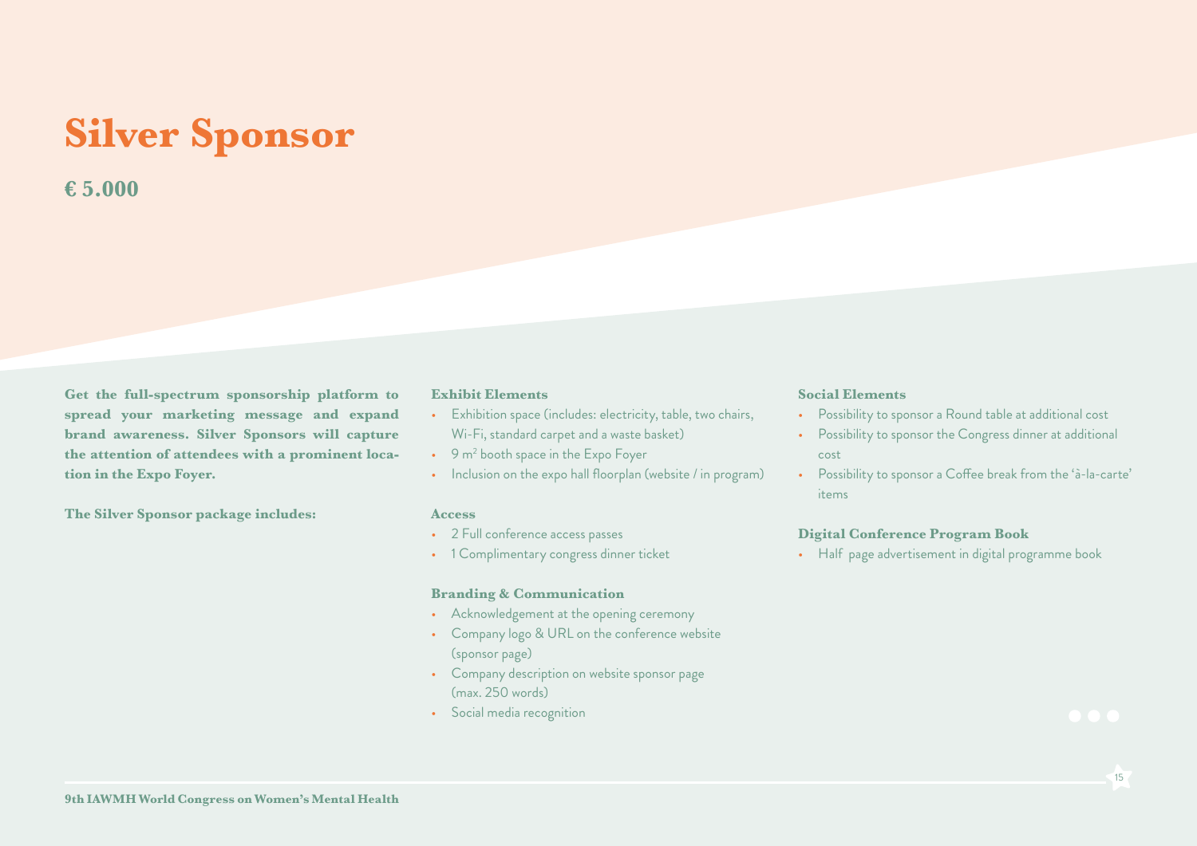# Silver Sponsor

## € 5.000

**Get the full-spectrum sponsorship platform to spread your marketing message and expand brand awareness. Silver Sponsors will capture the attention of attendees with a prominent location in the Expo Foyer.**

**The Silver Sponsor package includes:**

### Exhibit Elements

- Exhibition space (includes: electricity, table, two chairs, Wi-Fi, standard carpet and a waste basket)
- 9 $m^2$ booth space in the Expo Foyer
- Inclusion on the expo hall floorplan (website / in program)

### Access

- 2 Full conference access passes
- 1 Complimentary congress dinner ticket

### Branding & Communication

- Acknowledgement at the opening ceremony
- Company logo & URL on the conference website (sponsor page)
- Company description on website sponsor page (max. 250 words)
- Social media recognition

### Social Elements

- Possibility to sponsor a Round table at additional cost
- Possibility to sponsor the Congress dinner at additional cost
- Possibility to sponsor a Coffee break from the 'à-la-carte' items

### Digital Conference Program Book

- Half page advertisement in digital programme book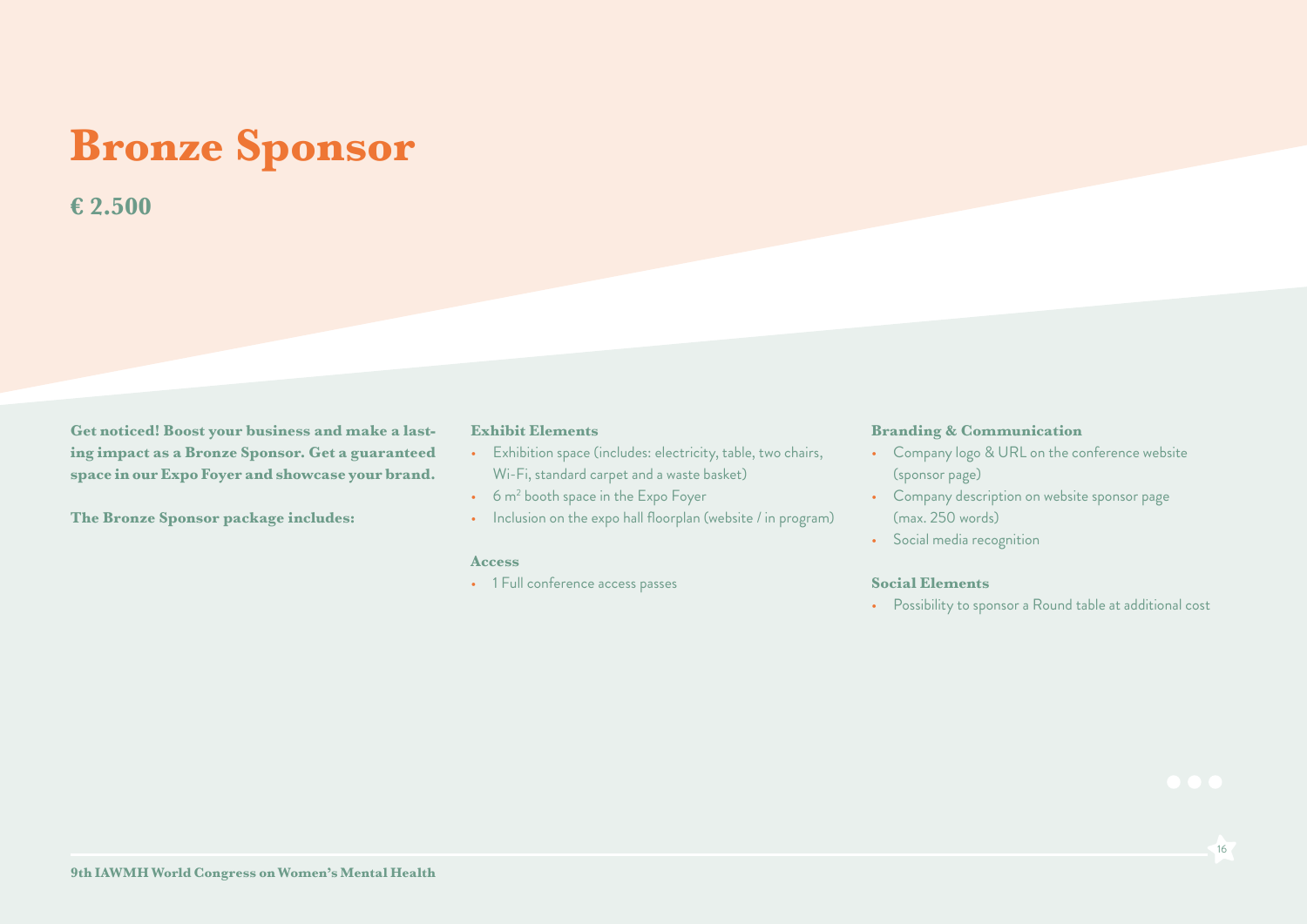# Bronze Sponsor

## € 2.500

**Get noticed! Boost your business and make a lasting impact as a Bronze Sponsor. Get a guaranteed space in our Expo Foyer and showcase your brand.**

**The Bronze Sponsor package includes:**

### Exhibit Elements

- Exhibition space (includes: electricity, table, two chairs, Wi-Fi, standard carpet and a waste basket)
- 6 m² booth space in the Expo Foyer
- Inclusion on the expo hall floorplan (website / in program)

### Access

- 1 Full conference access passes

### Branding & Communication

- Company logo & URL on the conference website (sponsor page)
- Company description on website sponsor page (max. 250 words)
- Social media recognition

### Social Elements

- Possibility to sponsor a Round table at additional cost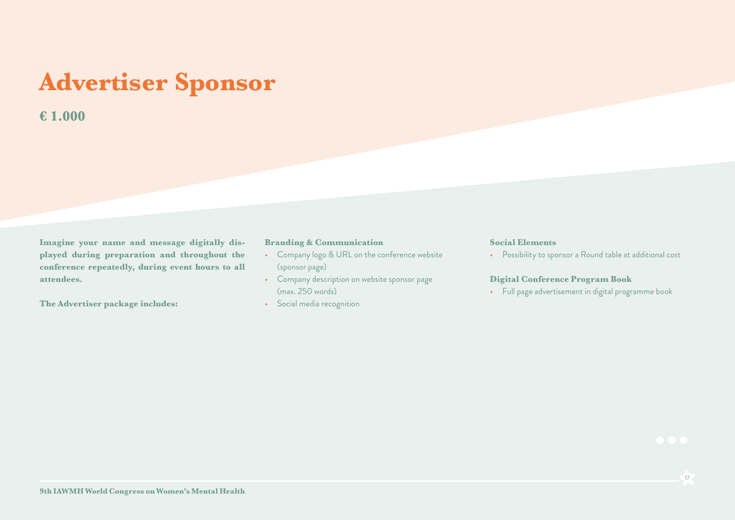# Advertiser Sponsor

## € 1.000

**Imagine your name and message digitally displayed during preparation and throughout the conference repeatedly, during event hours to all attendees.**

**The Advertiser package includes:**

### Branding & Communication

- Company logo & URL on the conference website (sponsor page)
- Company description on website sponsor page (max. 250 words)
- Social media recognition

### Social Elements

- Possibility to sponsor a Round table at additional cost

### Digital Conference Program Book

- Full page advertisement in digital programme book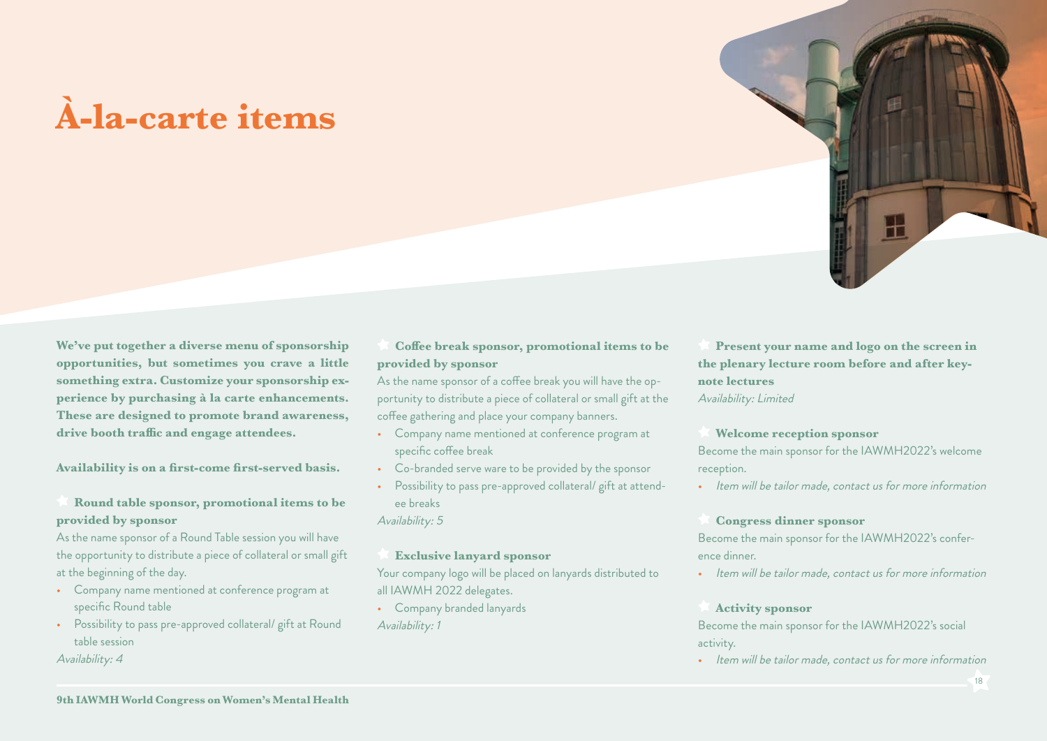# À-la-carte items

**We've put together a diverse menu of sponsorship opportunities, but sometimes you crave a little something extra. Customize your sponsorship experience by purchasing à la carte enhancements. These are designed to promote brand awareness, drive booth traffic and engage attendees.**

**Availability is on a first-come first-served basis.**

### Round table sponsor, promotional items to be provided by sponsor

As the name sponsor of a Round Table session you will have the opportunity to distribute a piece of collateral or small gift at the beginning of the day.

- Company name mentioned at conference program at specific Round table
- Possibility to pass pre-approved collateral/ gift at Round table session

*Availability: 4*

### Coffee break sponsor, promotional items to be provided by sponsor

As the name sponsor of a coffee break you will have the opportunity to distribute a piece of collateral or small gift at the coffee gathering and place your company banners.

- Company name mentioned at conference program at specific coffee break
- Co-branded serve ware to be provided by the sponsor
- Possibility to pass pre-approved collateral/ gift at attendee breaks

*Availability: 5*

### Exclusive lanyard sponsor

Your company logo will be placed on lanyards distributed to all IAWMH 2022 delegates.

- Company branded lanyards

*Availability: 1*

### Present your name and logo on the screen in the plenary lecture room before and after keynote lectures

*Availability: Limited*

### Welcome reception sponsor

Become the main sponsor for the IAWMH2022's welcome reception.

- *Item will be tailor made, contact us for more information*

### Congress dinner sponsor

Become the main sponsor for the IAWMH2022's conference dinner.

- *Item will be tailor made, contact us for more information*

### Activity sponsor

Become the main sponsor for the IAWMH2022's social activity.

- *Item will be tailor made, contact us for more information*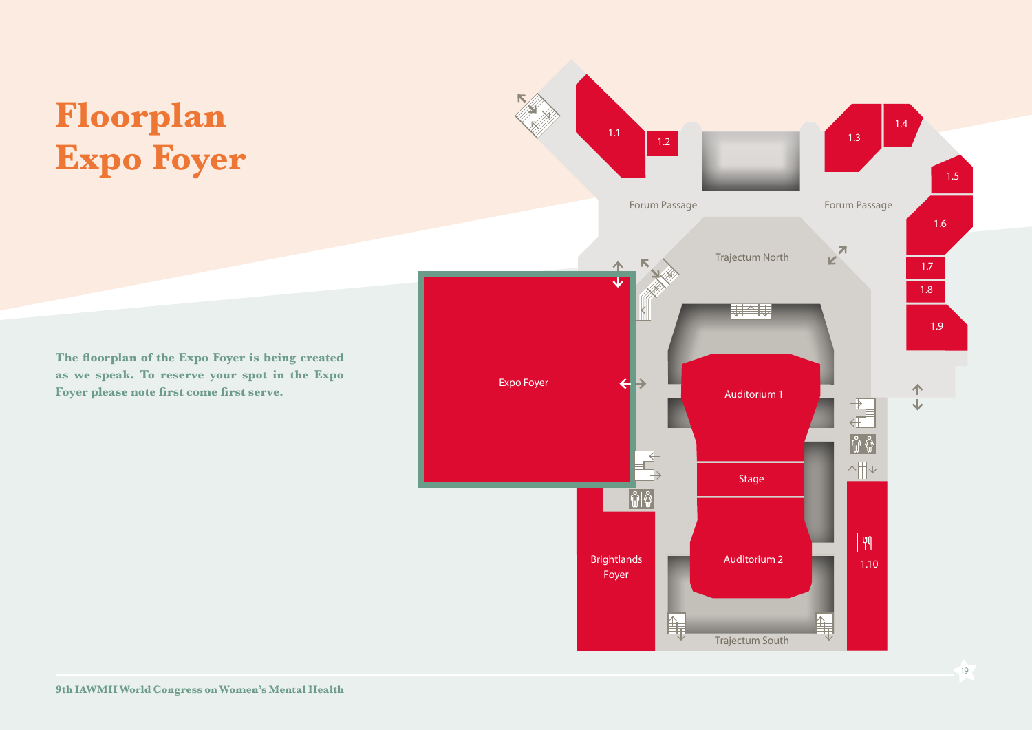# Floorplan Expo Foyer

**The floorplan of the Expo Foyer is being created as we speak. To reserve your spot in the Expo Foyer please note first come first serve.**

1.1
1.2
1.3
1.4
1.5
1.6
1.7
1.8
1.9
1.10

Forum Passage
Forum Passage
Trajectum North
Expo Foyer
Auditorium 1
Stage
Auditorium 2
Brightlands Foyer
Trajectum South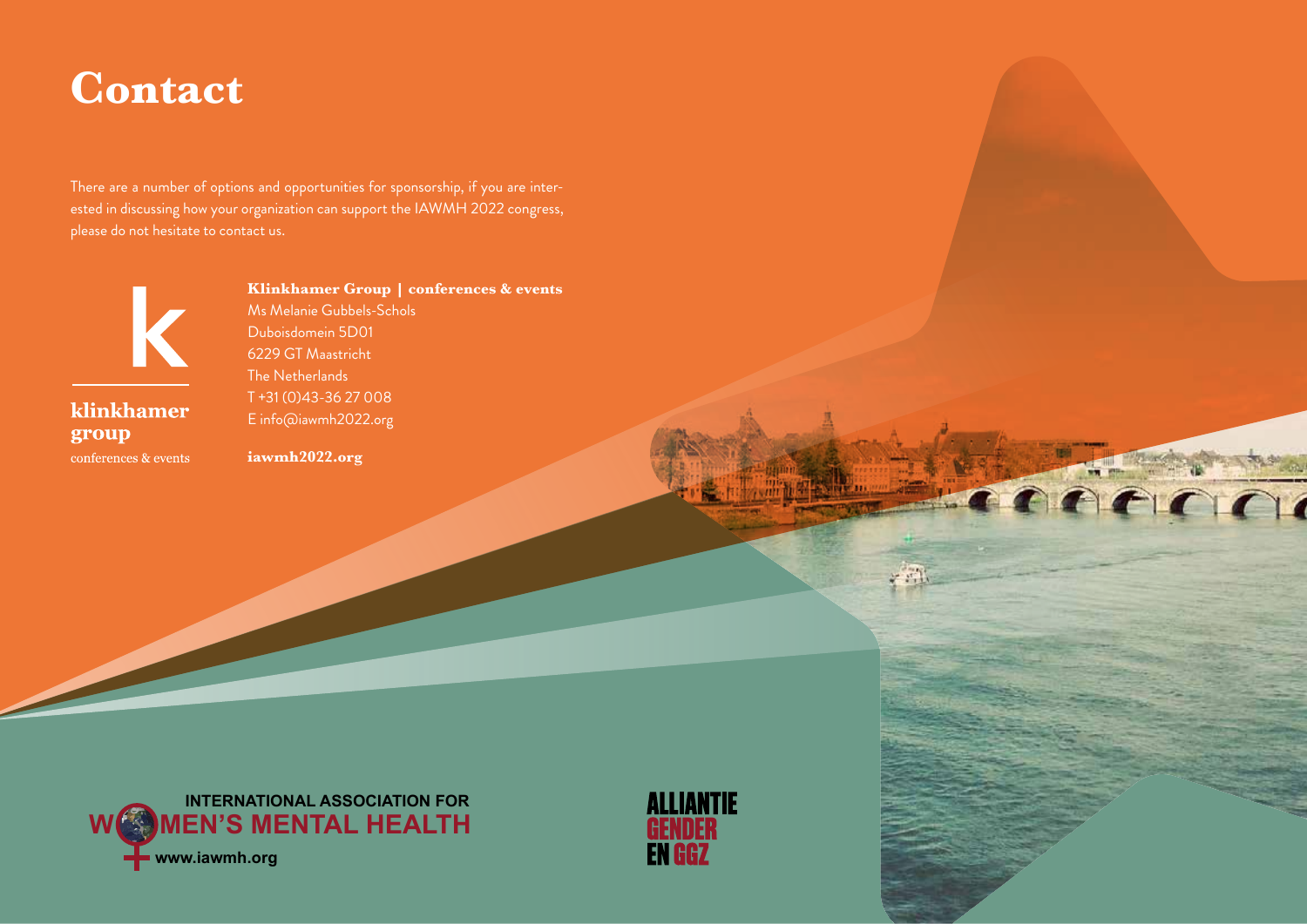# Contact

There are a number of options and opportunities for sponsorship, if you are interested in discussing how your organization can support the IAWMH 2022 congress, please do not hesitate to contact us.

k

**klinkhamer group**
conferences & events

**Klinkhamer Group | conferences & events**
Ms Melanie Gubbels-Schols
Duboisdomein 5D01
6229 GT Maastricht
The Netherlands
T +31 (0)43-36 27 008
E info@iawmh2022.org

**iawmh2022.org**

INTERNATIONAL ASSOCIATION FOR
WOMEN'S MENTAL HEALTH
www.iawmh.org

ALLIANTIE
GENDER
EN GGZ